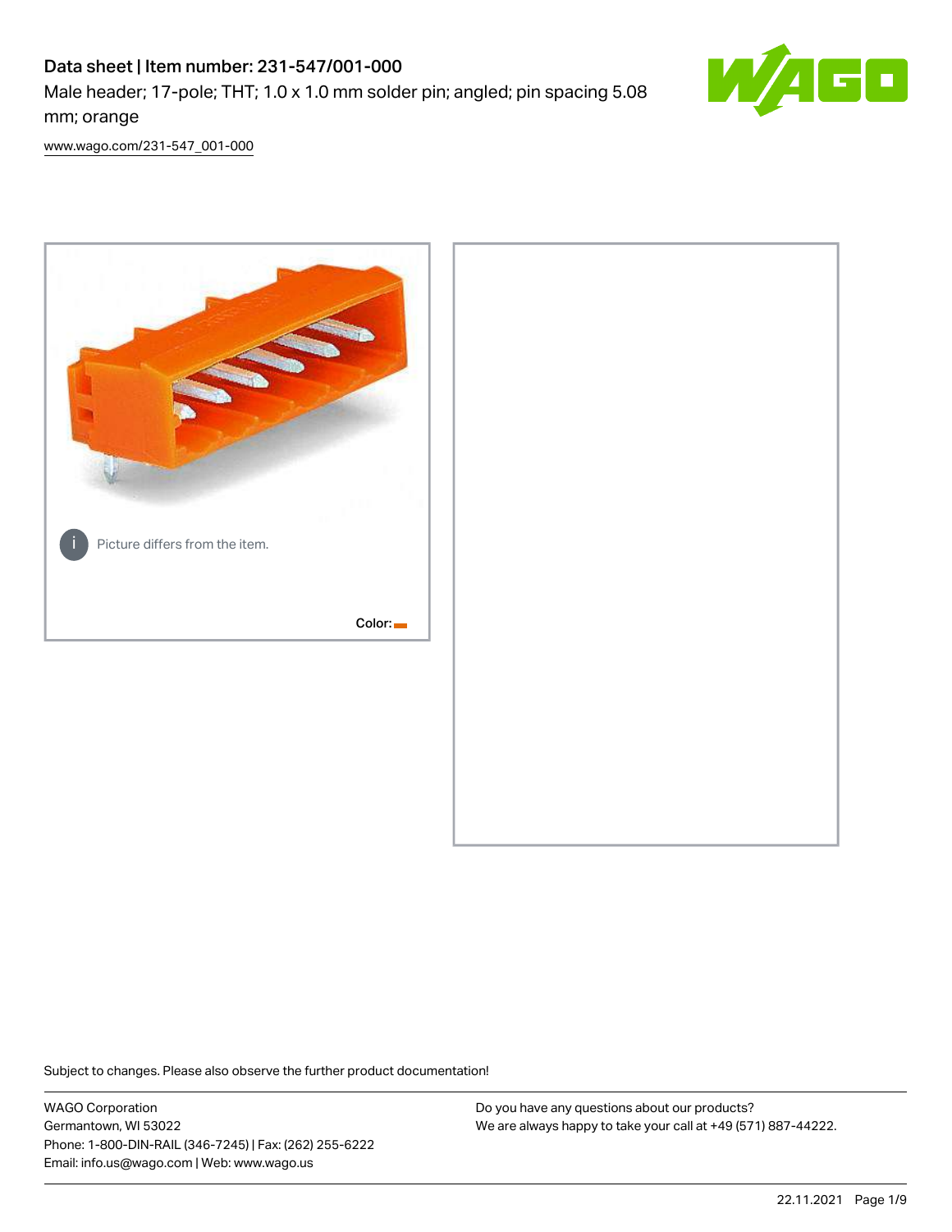# Data sheet | Item number: 231-547/001-000

Male header; 17-pole; THT; 1.0 x 1.0 mm solder pin; angled; pin spacing 5.08 mm; orange

www.wago.com/231-547_001-000

Picture differs from the item.

Color:

Subject to changes. Please also observe the further product documentation!

WAGO Corporation
Germantown, WI 53022
Phone: 1-800-DIN-RAIL (346-7245) | Fax: (262) 255-6222
Email: info.us@wago.com | Web: www.wago.us

Do you have any questions about our products?
We are always happy to take your call at +49 (571) 887-44222.

22.11.2021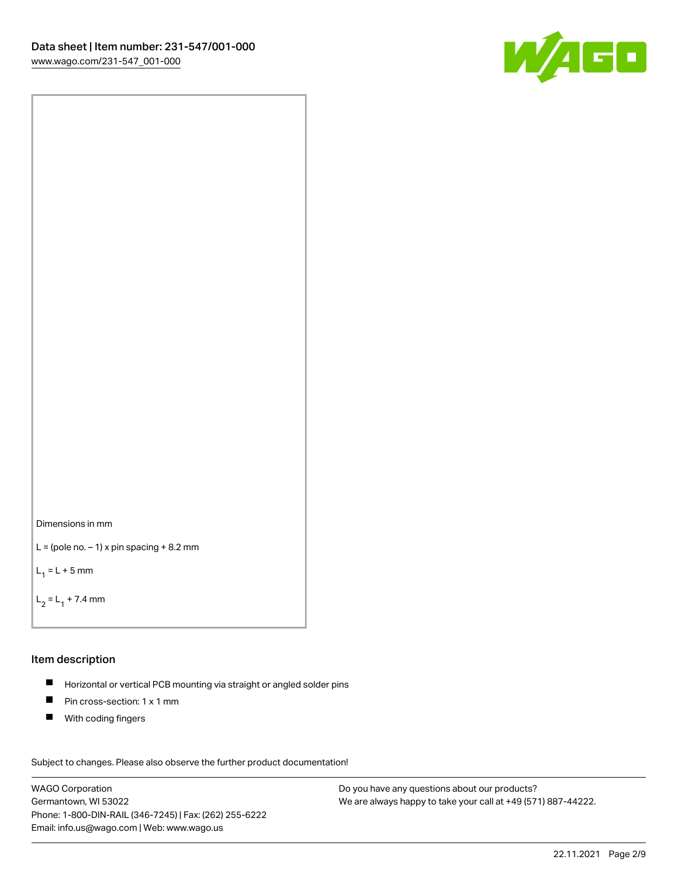Dimensions in mm

L = (pole no. – 1) x pin spacing + 8.2 mm

$L_1$ = L + 5 mm

$L_2$ = $L_1$ + 7.4 mm

## Item description

- Horizontal or vertical PCB mounting via straight or angled solder pins
- Pin cross-section: 1 x 1 mm
- With coding fingers

Subject to changes. Please also observe the further product documentation!

WAGO Corporation
Germantown, WI 53022
Phone: 1-800-DIN-RAIL (346-7245) | Fax: (262) 255-6222
Email: info.us@wago.com | Web: www.wago.us

Do you have any questions about our products?
We are always happy to take your call at +49 (571) 887-44222.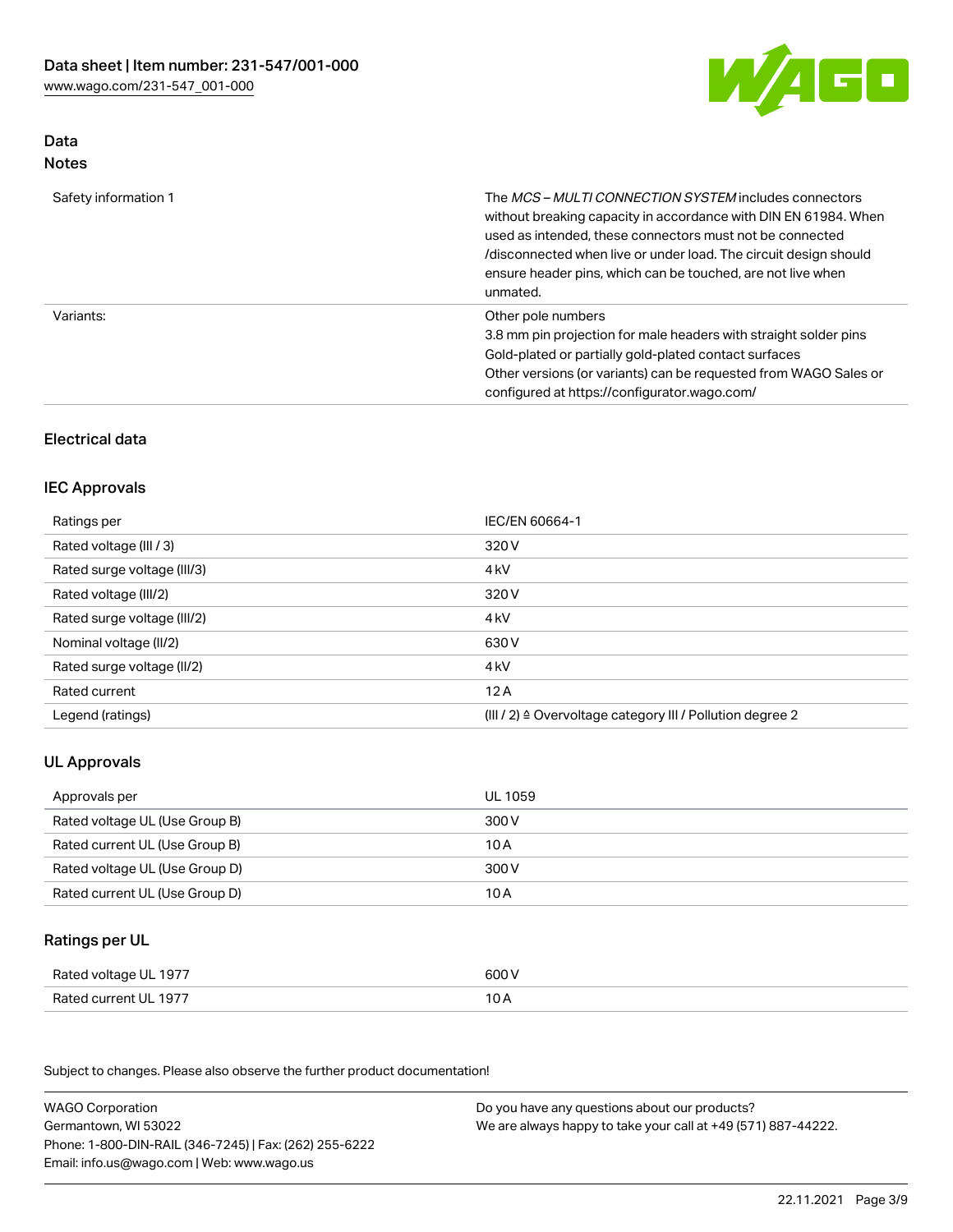## Data
### Notes

| | |
|---|---|
| Safety information 1 | The *MCS – MULTI CONNECTION SYSTEM* includes connectors without breaking capacity in accordance with DIN EN 61984. When used as intended, these connectors must not be connected /disconnected when live or under load. The circuit design should ensure header pins, which can be touched, are not live when unmated. |
| Variants: | Other pole numbers<br>3.8 mm pin projection for male headers with straight solder pins<br>Gold-plated or partially gold-plated contact surfaces<br>Other versions (or variants) can be requested from WAGO Sales or configured at https://configurator.wago.com/ |

## Electrical data

### IEC Approvals

| | |
|---|---|
| Ratings per | IEC/EN 60664-1 |
| Rated voltage (III / 3) | 320 V |
| Rated surge voltage (III/3) | 4 kV |
| Rated voltage (III/2) | 320 V |
| Rated surge voltage (III/2) | 4 kV |
| Nominal voltage (II/2) | 630 V |
| Rated surge voltage (II/2) | 4 kV |
| Rated current | 12 A |
| Legend (ratings) | (III / 2) ≙ Overvoltage category III / Pollution degree 2 |

### UL Approvals

| | |
|---|---|
| Approvals per | UL 1059 |
| Rated voltage UL (Use Group B) | 300 V |
| Rated current UL (Use Group B) | 10 A |
| Rated voltage UL (Use Group D) | 300 V |
| Rated current UL (Use Group D) | 10 A |

### Ratings per UL

| | |
|---|---|
| Rated voltage UL 1977 | 600 V |
| Rated current UL 1977 | 10 A |

Subject to changes. Please also observe the further product documentation!

WAGO Corporation
Germantown, WI 53022
Phone: 1-800-DIN-RAIL (346-7245) | Fax: (262) 255-6222
Email: info.us@wago.com | Web: www.wago.us

Do you have any questions about our products?
We are always happy to take your call at +49 (571) 887-44222.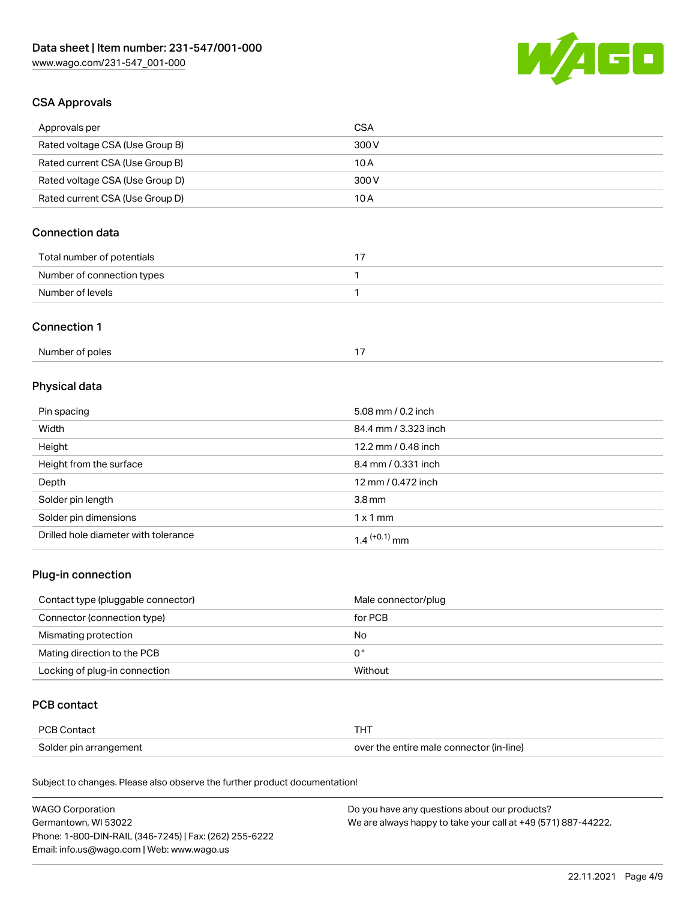## CSA Approvals

| Approvals per | CSA |
| --- | --- |
| Rated voltage CSA (Use Group B) | 300 V |
| Rated current CSA (Use Group B) | 10 A |
| Rated voltage CSA (Use Group D) | 300 V |
| Rated current CSA (Use Group D) | 10 A |

## Connection data

| Total number of potentials | 17 |
| --- | --- |
| Number of connection types | 1 |
| Number of levels | 1 |

## Connection 1

| Number of poles | 17 |
| --- | --- |

## Physical data

| Pin spacing | 5.08 mm / 0.2 inch |
| --- | --- |
| Width | 84.4 mm / 3.323 inch |
| Height | 12.2 mm / 0.48 inch |
| Height from the surface | 8.4 mm / 0.331 inch |
| Depth | 12 mm / 0.472 inch |
| Solder pin length | 3.8 mm |
| Solder pin dimensions | 1 x 1 mm |
| Drilled hole diameter with tolerance | $1.4^{(+0.1)}$ mm |

## Plug-in connection

| Contact type (pluggable connector) | Male connector/plug |
| --- | --- |
| Connector (connection type) | for PCB |
| Mismating protection | No |
| Mating direction to the PCB | 0 ° |
| Locking of plug-in connection | Without |

## PCB contact

| PCB Contact | THT |
| --- | --- |
| Solder pin arrangement | over the entire male connector (in-line) |

Subject to changes. Please also observe the further product documentation!

WAGO Corporation
Germantown, WI 53022
Phone: 1-800-DIN-RAIL (346-7245) | Fax: (262) 255-6222
Email: info.us@wago.com | Web: www.wago.us

Do you have any questions about our products?
We are always happy to take your call at +49 (571) 887-44222.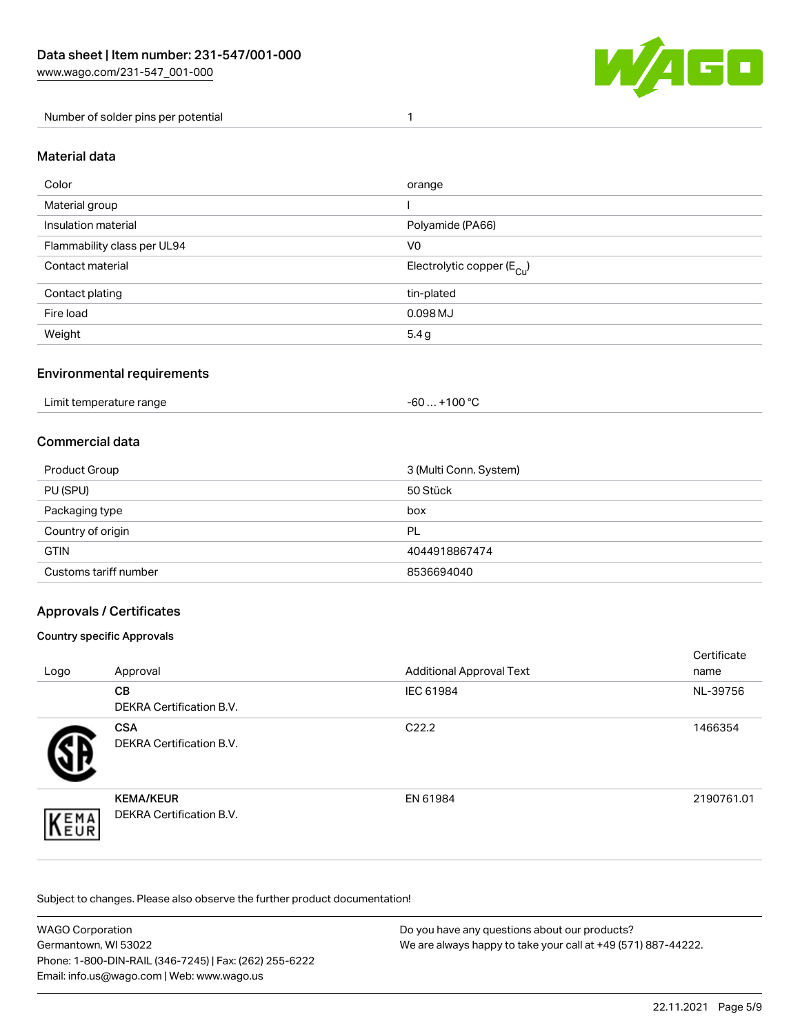| Number of solder pins per potential | 1 |
| --- | --- |

## Material data

| Color | orange |
| --- | --- |
| Material group | I |
| Insulation material | Polyamide (PA66) |
| Flammability class per UL94 | V0 |
| Contact material | Electrolytic copper ($E_{Cu}$) |
| Contact plating | tin-plated |
| Fire load | 0.098 MJ |
| Weight | 5.4 g |

## Environmental requirements

| Limit temperature range | -60 … +100 °C |
| --- | --- |

## Commercial data

| Product Group | 3 (Multi Conn. System) |
| --- | --- |
| PU (SPU) | 50 Stück |
| Packaging type | box |
| Country of origin | PL |
| GTIN | 4044918867474 |
| Customs tariff number | 8536694040 |

## Approvals / Certificates

### Country specific Approvals

| Logo | Approval | Additional Approval Text | Certificate name |
| --- | --- | --- | --- |
| | **CB** DEKRA Certification B.V. | IEC 61984 | NL-39756 |
| | **CSA** DEKRA Certification B.V. | C22.2 | 1466354 |
| | **KEMA/KEUR** DEKRA Certification B.V. | EN 61984 | 2190761.01 |

Subject to changes. Please also observe the further product documentation!

WAGO Corporation
Germantown, WI 53022
Phone: 1-800-DIN-RAIL (346-7245) | Fax: (262) 255-6222
Email: info.us@wago.com | Web: www.wago.us

Do you have any questions about our products?
We are always happy to take your call at +49 (571) 887-44222.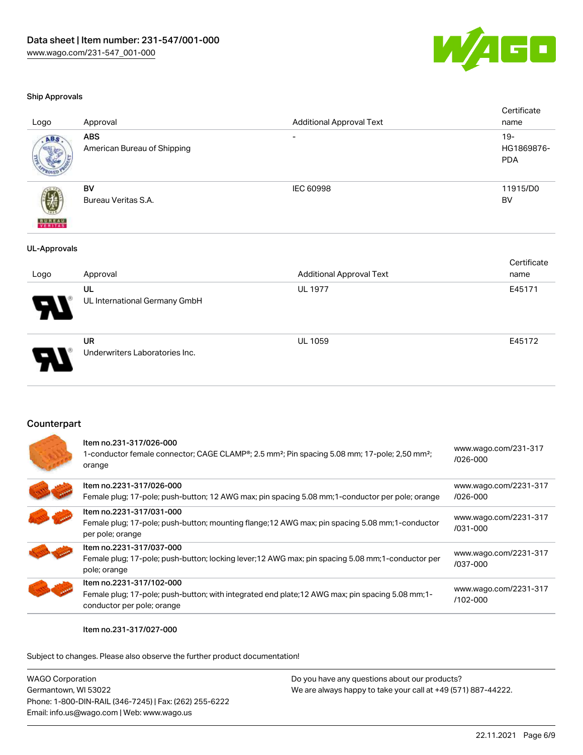### Ship Approvals

| Logo | Approval | Additional Approval Text | Certificate name |
| --- | --- | --- | --- |
| | **ABS**<br>American Bureau of Shipping | - | 19-HG1869876-PDA |
| | **BV**<br>Bureau Veritas S.A. | IEC 60998 | 11915/D0 BV |

### UL-Approvals

| Logo | Approval | Additional Approval Text | Certificate name |
| --- | --- | --- | --- |
| | **UL**<br>UL International Germany GmbH | UL 1977 | E45171 |
| | **UR**<br>Underwriters Laboratories Inc. | UL 1059 | E45172 |

## Counterpart

| Item | Link |
| --- | --- |
| **Item no.231-317/026-000**<br>1-conductor female connector; CAGE CLAMP®; 2.5 mm²; Pin spacing 5.08 mm; 17-pole; 2,50 mm²; orange | www.wago.com/231-317/026-000 |
| **Item no.2231-317/026-000**<br>Female plug; 17-pole; push-button; 12 AWG max; pin spacing 5.08 mm;1-conductor per pole; orange | www.wago.com/2231-317/026-000 |
| **Item no.2231-317/031-000**<br>Female plug; 17-pole; push-button; mounting flange;12 AWG max; pin spacing 5.08 mm;1-conductor per pole; orange | www.wago.com/2231-317/031-000 |
| **Item no.2231-317/037-000**<br>Female plug; 17-pole; push-button; locking lever;12 AWG max; pin spacing 5.08 mm;1-conductor per pole; orange | www.wago.com/2231-317/037-000 |
| **Item no.2231-317/102-000**<br>Female plug; 17-pole; push-button; with integrated end plate;12 AWG max; pin spacing 5.08 mm;1-conductor per pole; orange | www.wago.com/2231-317/102-000 |

**Item no.231-317/027-000**

Subject to changes. Please also observe the further product documentation!

WAGO Corporation
Germantown, WI 53022
Phone: 1-800-DIN-RAIL (346-7245) | Fax: (262) 255-6222
Email: info.us@wago.com | Web: www.wago.us

Do you have any questions about our products?
We are always happy to take your call at +49 (571) 887-44222.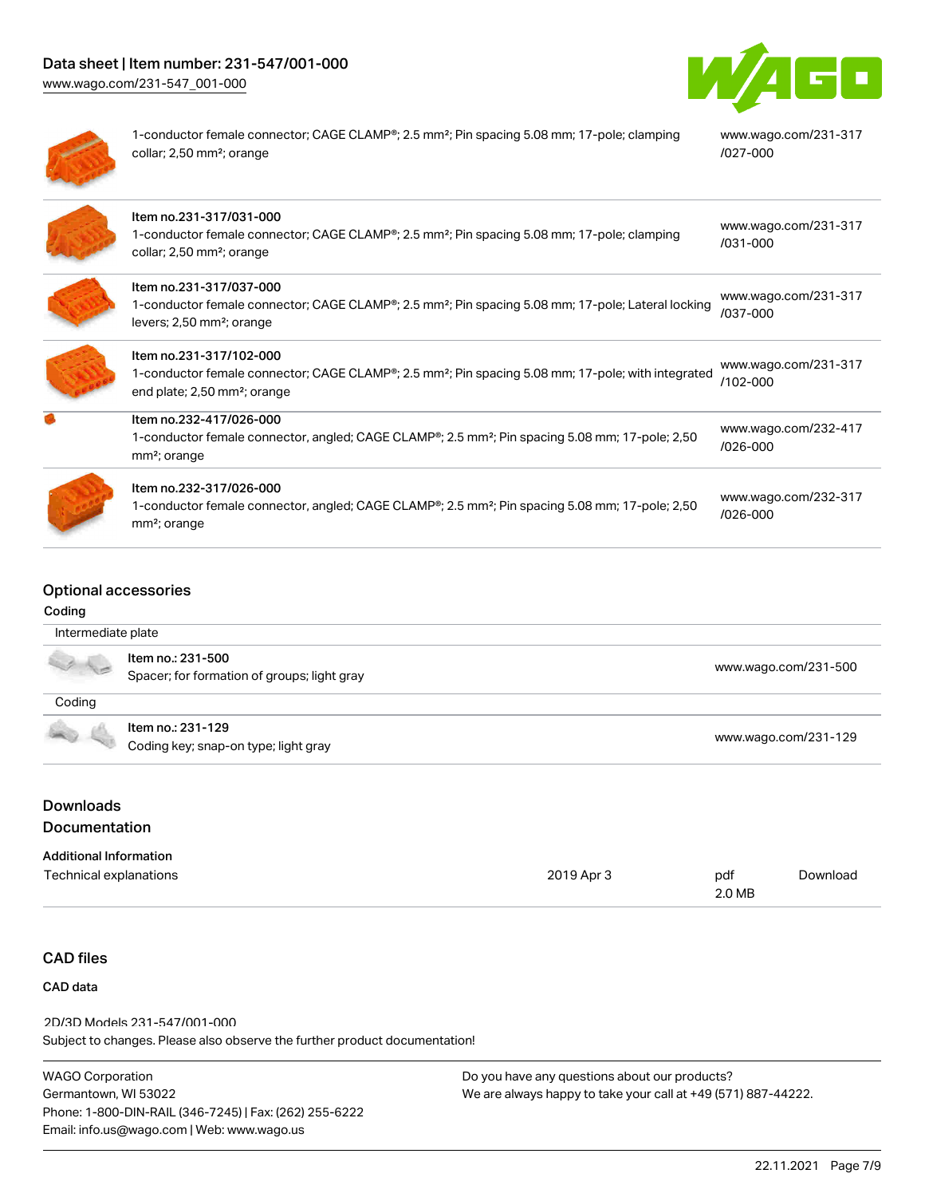| | | |
|---|---|---|
| | 1-conductor female connector; CAGE CLAMP®; 2.5 mm²; Pin spacing 5.08 mm; 17-pole; clamping collar; 2,50 mm²; orange | www.wago.com/231-317/027-000 |
| | Item no.231-317/031-000<br>1-conductor female connector; CAGE CLAMP®; 2.5 mm²; Pin spacing 5.08 mm; 17-pole; clamping collar; 2,50 mm²; orange | www.wago.com/231-317/031-000 |
| | Item no.231-317/037-000<br>1-conductor female connector; CAGE CLAMP®; 2.5 mm²; Pin spacing 5.08 mm; 17-pole; Lateral locking levers; 2,50 mm²; orange | www.wago.com/231-317/037-000 |
| | Item no.231-317/102-000<br>1-conductor female connector; CAGE CLAMP®; 2.5 mm²; Pin spacing 5.08 mm; 17-pole; with integrated end plate; 2,50 mm²; orange | www.wago.com/231-317/102-000 |
| | Item no.232-417/026-000<br>1-conductor female connector, angled; CAGE CLAMP®; 2.5 mm²; Pin spacing 5.08 mm; 17-pole; 2,50 mm²; orange | www.wago.com/232-417/026-000 |
| | Item no.232-317/026-000<br>1-conductor female connector, angled; CAGE CLAMP®; 2.5 mm²; Pin spacing 5.08 mm; 17-pole; 2,50 mm²; orange | www.wago.com/232-317/026-000 |

## Optional accessories

Coding

| | | |
|---|---|---|
| Intermediate plate | | |
| | Item no.: 231-500<br>Spacer; for formation of groups; light gray | www.wago.com/231-500 |
| Coding | | |
| | Item no.: 231-129<br>Coding key; snap-on type; light gray | www.wago.com/231-129 |

## Downloads

## Documentation

**Additional Information**

| | | | |
|---|---|---|---|
| Technical explanations | 2019 Apr 3 | pdf<br>2.0 MB | Download |

## CAD files

**CAD data**

2D/3D Models 231-547/001-000

Subject to changes. Please also observe the further product documentation!

WAGO Corporation
Germantown, WI 53022
Phone: 1-800-DIN-RAIL (346-7245) | Fax: (262) 255-6222
Email: info.us@wago.com | Web: www.wago.us

Do you have any questions about our products?
We are always happy to take your call at +49 (571) 887-44222.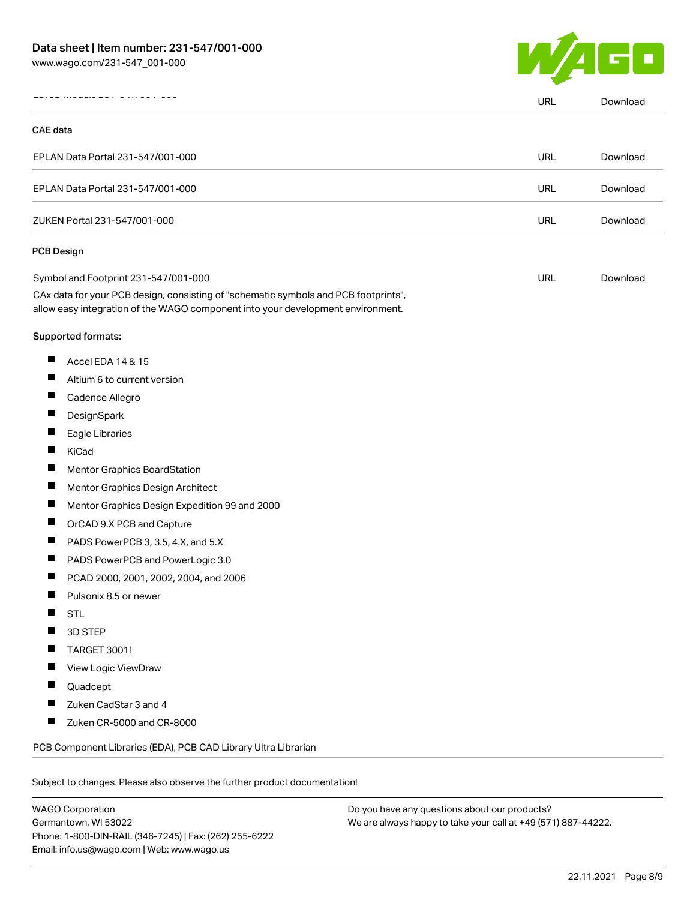| | | |
|---|---|---|
| EDISD Models 231-547/001-000 | URL | Download |

**CAE data**

| | | |
|---|---|---|
| EPLAN Data Portal 231-547/001-000 | URL | Download |
| EPLAN Data Portal 231-547/001-000 | URL | Download |
| ZUKEN Portal 231-547/001-000 | URL | Download |

**PCB Design**

| | | |
|---|---|---|
| Symbol and Footprint 231-547/001-000 | URL | Download |

CAx data for your PCB design, consisting of "schematic symbols and PCB footprints", allow easy integration of the WAGO component into your development environment.

Supported formats:

- Accel EDA 14 & 15
- Altium 6 to current version
- Cadence Allegro
- DesignSpark
- Eagle Libraries
- KiCad
- Mentor Graphics BoardStation
- Mentor Graphics Design Architect
- Mentor Graphics Design Expedition 99 and 2000
- OrCAD 9.X PCB and Capture
- PADS PowerPCB 3, 3.5, 4.X, and 5.X
- PADS PowerPCB and PowerLogic 3.0
- PCAD 2000, 2001, 2002, 2004, and 2006
- Pulsonix 8.5 or newer
- STL
- 3D STEP
- TARGET 3001!
- View Logic ViewDraw
- Quadcept
- Zuken CadStar 3 and 4
- Zuken CR-5000 and CR-8000

PCB Component Libraries (EDA), PCB CAD Library Ultra Librarian

Subject to changes. Please also observe the further product documentation!

WAGO Corporation
Germantown, WI 53022
Phone: 1-800-DIN-RAIL (346-7245) | Fax: (262) 255-6222
Email: info.us@wago.com | Web: www.wago.us

Do you have any questions about our products?
We are always happy to take your call at +49 (571) 887-44222.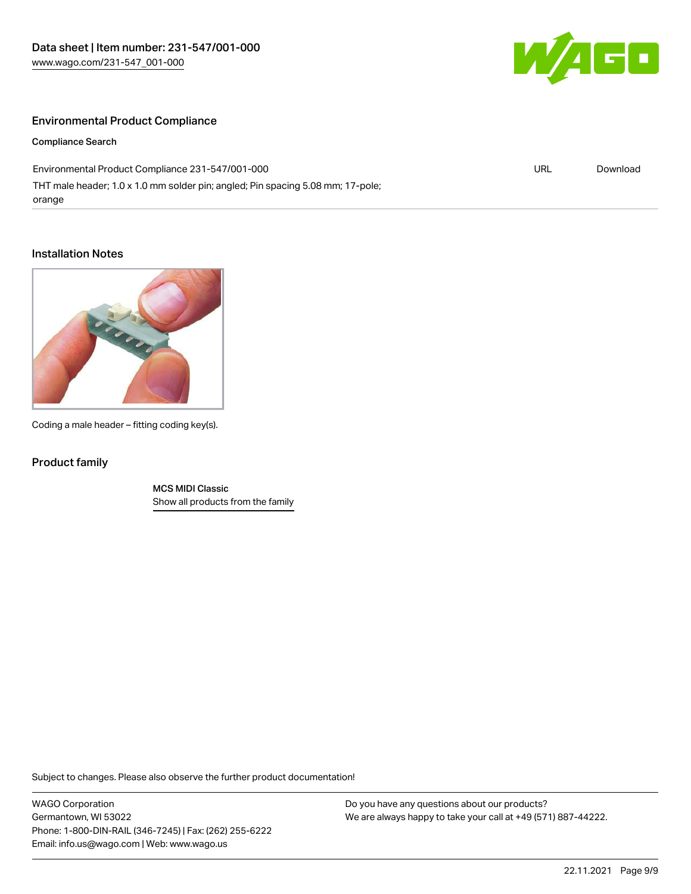## Environmental Product Compliance

### Compliance Search

| | | |
|---|---|---|
| Environmental Product Compliance 231-547/001-000<br>THT male header; 1.0 x 1.0 mm solder pin; angled; Pin spacing 5.08 mm; 17-pole; orange | URL | Download |

## Installation Notes

Coding a male header – fitting coding key(s).

## Product family

**MCS MIDI Classic**
Show all products from the family

Subject to changes. Please also observe the further product documentation!

WAGO Corporation
Germantown, WI 53022
Phone: 1-800-DIN-RAIL (346-7245) | Fax: (262) 255-6222
Email: info.us@wago.com | Web: www.wago.us

Do you have any questions about our products?
We are always happy to take your call at +49 (571) 887-44222.